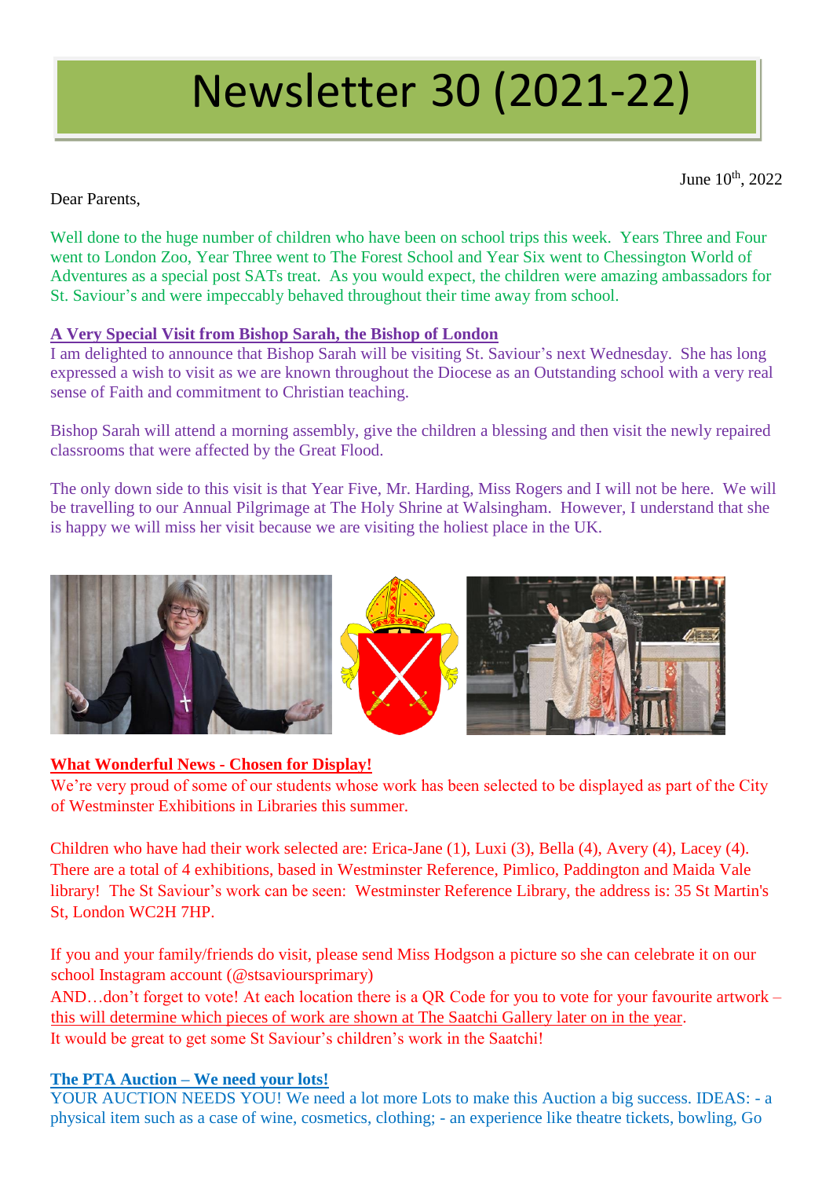# Newsletter 30 (2021-22)

June 10th, 2022

Dear Parents,

Well done to the huge number of children who have been on school trips this week. Years Three and Four went to London Zoo, Year Three went to The Forest School and Year Six went to Chessington World of Adventures as a special post SATs treat. As you would expect, the children were amazing ambassadors for St. Saviour's and were impeccably behaved throughout their time away from school.

**A Very Special Visit from Bishop Sarah, the Bishop of London**

I am delighted to announce that Bishop Sarah will be visiting St. Saviour's next Wednesday. She has long expressed a wish to visit as we are known throughout the Diocese as an Outstanding school with a very real sense of Faith and commitment to Christian teaching.

Bishop Sarah will attend a morning assembly, give the children a blessing and then visit the newly repaired classrooms that were affected by the Great Flood.

The only down side to this visit is that Year Five, Mr. Harding, Miss Rogers and I will not be here. We will be travelling to our Annual Pilgrimage at The Holy Shrine at Walsingham. However, I understand that she is happy we will miss her visit because we are visiting the holiest place in the UK.

**What Wonderful News - Chosen for Display!**

We're very proud of some of our students whose work has been selected to be displayed as part of the City of Westminster Exhibitions in Libraries this summer.

Children who have had their work selected are: Erica-Jane (1), Luxi (3), Bella (4), Avery (4), Lacey (4). There are a total of 4 exhibitions, based in Westminster Reference, Pimlico, Paddington and Maida Vale library! The St Saviour's work can be seen: Westminster Reference Library, the address is: 35 St Martin's St, London WC2H 7HP.

If you and your family/friends do visit, please send Miss Hodgson a picture so she can celebrate it on our school Instagram account (@stsavioursprimary)
AND…don't forget to vote! At each location there is a QR Code for you to vote for your favourite artwork – this will determine which pieces of work are shown at The Saatchi Gallery later on in the year.
It would be great to get some St Saviour's children's work in the Saatchi!

**The PTA Auction – We need your lots!**

YOUR AUCTION NEEDS YOU! We need a lot more Lots to make this Auction a big success. IDEAS: - a physical item such as a case of wine, cosmetics, clothing; - an experience like theatre tickets, bowling, Go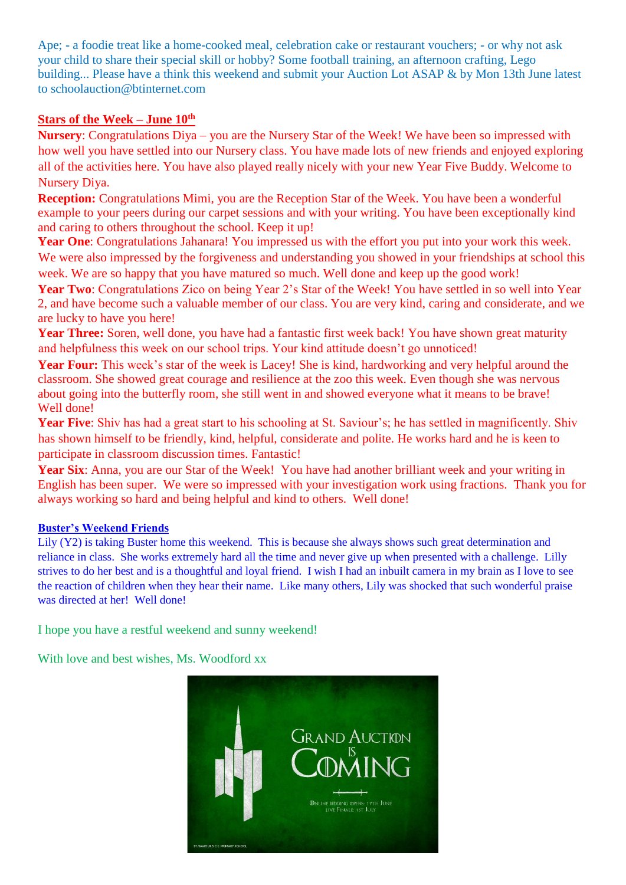Ape; - a foodie treat like a home-cooked meal, celebration cake or restaurant vouchers; - or why not ask your child to share their special skill or hobby? Some football training, an afternoon crafting, Lego building... Please have a think this weekend and submit your Auction Lot ASAP & by Mon 13th June latest to schoolauction@btinternet.com

## Stars of the Week – June 10th

**Nursery**: Congratulations Diya – you are the Nursery Star of the Week! We have been so impressed with how well you have settled into our Nursery class. You have made lots of new friends and enjoyed exploring all of the activities here. You have also played really nicely with your new Year Five Buddy. Welcome to Nursery Diya.

**Reception:** Congratulations Mimi, you are the Reception Star of the Week. You have been a wonderful example to your peers during our carpet sessions and with your writing. You have been exceptionally kind and caring to others throughout the school. Keep it up!

**Year One**: Congratulations Jahanara! You impressed us with the effort you put into your work this week. We were also impressed by the forgiveness and understanding you showed in your friendships at school this week. We are so happy that you have matured so much. Well done and keep up the good work!

**Year Two**: Congratulations Zico on being Year 2's Star of the Week! You have settled in so well into Year 2, and have become such a valuable member of our class. You are very kind, caring and considerate, and we are lucky to have you here!

**Year Three:** Soren, well done, you have had a fantastic first week back! You have shown great maturity and helpfulness this week on our school trips. Your kind attitude doesn't go unnoticed!

**Year Four:** This week's star of the week is Lacey! She is kind, hardworking and very helpful around the classroom. She showed great courage and resilience at the zoo this week. Even though she was nervous about going into the butterfly room, she still went in and showed everyone what it means to be brave! Well done!

**Year Five**: Shiv has had a great start to his schooling at St. Saviour's; he has settled in magnificently. Shiv has shown himself to be friendly, kind, helpful, considerate and polite. He works hard and he is keen to participate in classroom discussion times. Fantastic!

**Year Six**: Anna, you are our Star of the Week! You have had another brilliant week and your writing in English has been super. We were so impressed with your investigation work using fractions. Thank you for always working so hard and being helpful and kind to others. Well done!

## Buster's Weekend Friends

Lily (Y2) is taking Buster home this weekend. This is because she always shows such great determination and reliance in class. She works extremely hard all the time and never give up when presented with a challenge. Lilly strives to do her best and is a thoughtful and loyal friend. I wish I had an inbuilt camera in my brain as I love to see the reaction of children when they hear their name. Like many others, Lily was shocked that such wonderful praise was directed at her! Well done!

I hope you have a restful weekend and sunny weekend!

With love and best wishes, Ms. Woodford xx

GRAND AUCTION IS COMING

ONLINE BIDDING OPENS: 17TH JUNE
LIVE FINALE: 1ST JULY

ST. SAVIOUR'S C.E. PRIMARY SCHOOL